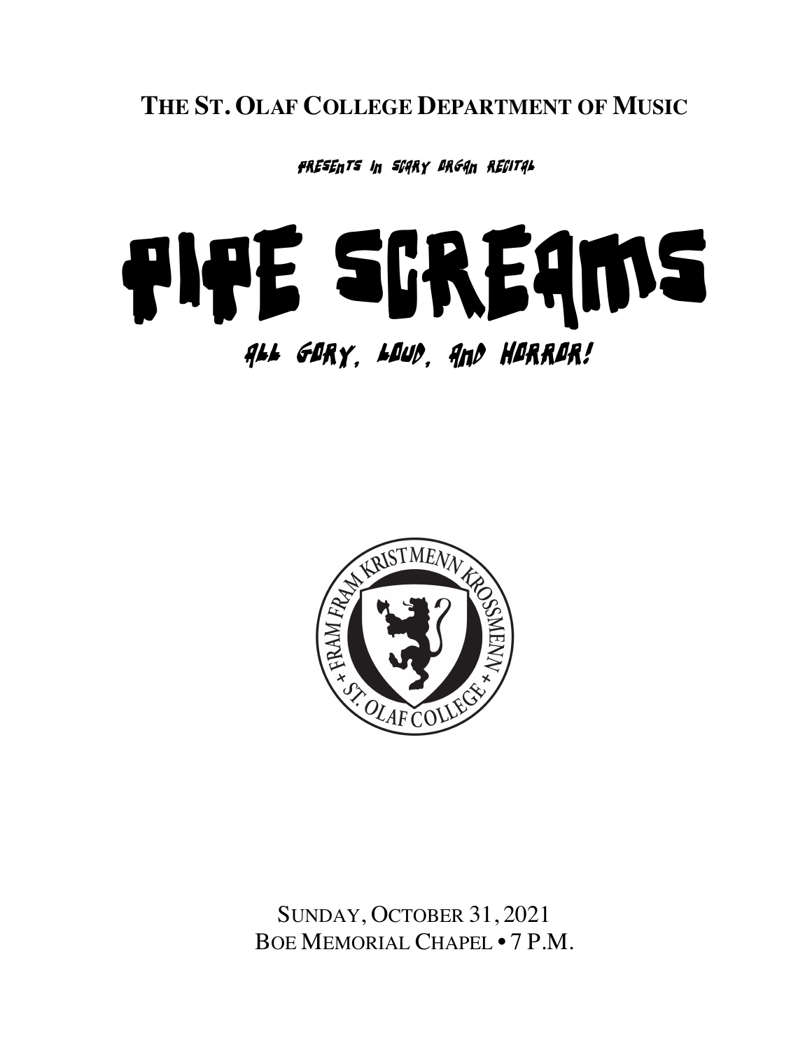**THE ST. OLAF COLLEGE DEPARTMENT OF MUSIC**

PRESENTS AN SCARY ORGAN RECITAL

# PIPE SCREAMS

ALL GORY, LOUD, AND HORROR!

FRAM FRAM KRISTMENN KROSSMENN • ST. OLAF COLLEGE •

SUNDAY, OCTOBER 31, 2021
BOE MEMORIAL CHAPEL • 7 P.M.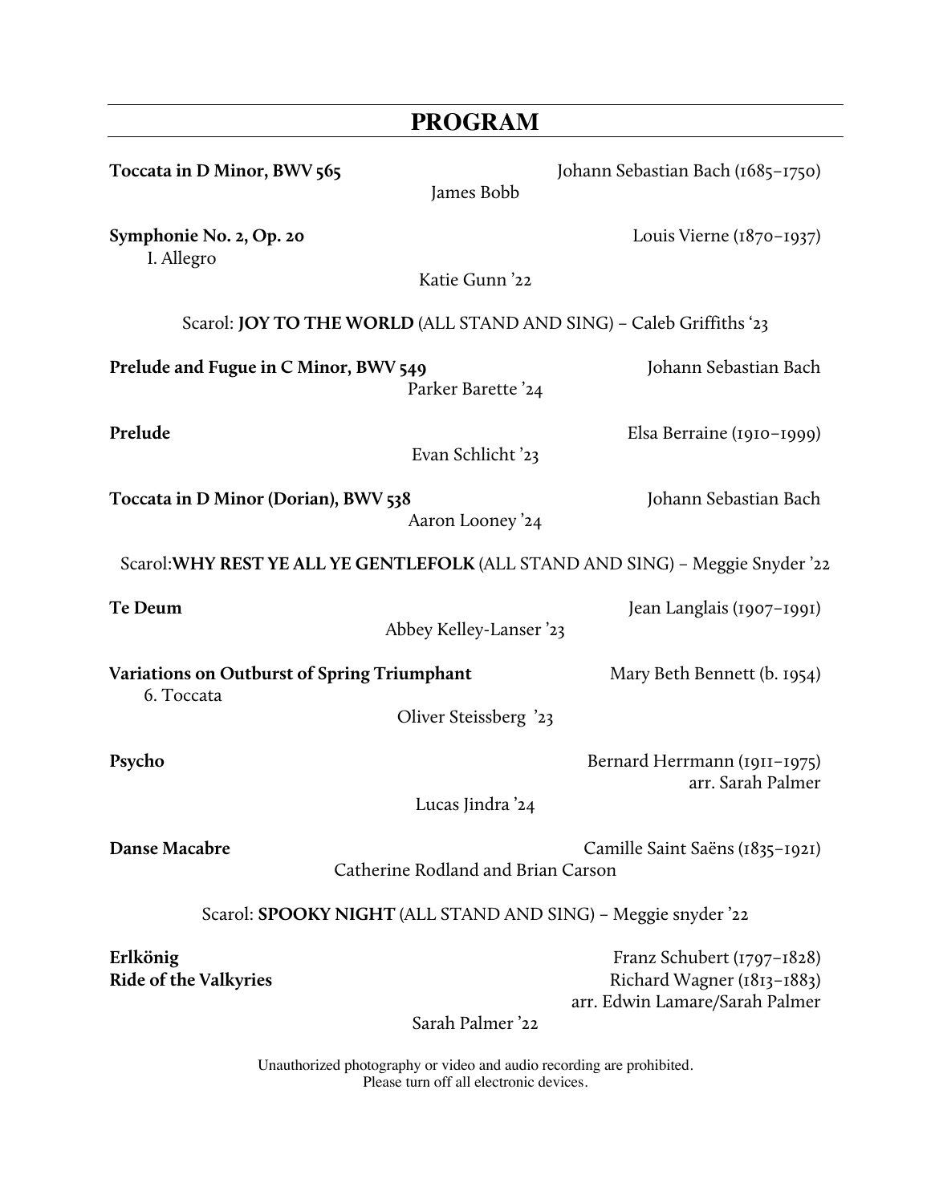## PROGRAM

**Toccata in D Minor, BWV 565** — Johann Sebastian Bach (1685–1750)
James Bobb

**Symphonie No. 2, Op. 20** — Louis Vierne (1870–1937)
I. Allegro
Katie Gunn '22

Scarol: **JOY TO THE WORLD** (ALL STAND AND SING) – Caleb Griffiths '23

**Prelude and Fugue in C Minor, BWV 549** — Johann Sebastian Bach
Parker Barette '24

**Prelude** — Elsa Berraine (1910–1999)
Evan Schlicht '23

**Toccata in D Minor (Dorian), BWV 538** — Johann Sebastian Bach
Aaron Looney '24

Scarol:**WHY REST YE ALL YE GENTLEFOLK** (ALL STAND AND SING) – Meggie Snyder '22

**Te Deum** — Jean Langlais (1907–1991)
Abbey Kelley-Lanser '23

**Variations on Outburst of Spring Triumphant** — Mary Beth Bennett (b. 1954)
6. Toccata
Oliver Steissberg '23

**Psycho** — Bernard Herrmann (1911–1975)
arr. Sarah Palmer
Lucas Jindra '24

**Danse Macabre** — Camille Saint Saëns (1835–1921)
Catherine Rodland and Brian Carson

Scarol: **SPOOKY NIGHT** (ALL STAND AND SING) – Meggie snyder '22

**Erlkönig** — Franz Schubert (1797–1828)
**Ride of the Valkyries** — Richard Wagner (1813–1883)
arr. Edwin Lamare/Sarah Palmer
Sarah Palmer '22

Unauthorized photography or video and audio recording are prohibited.
Please turn off all electronic devices.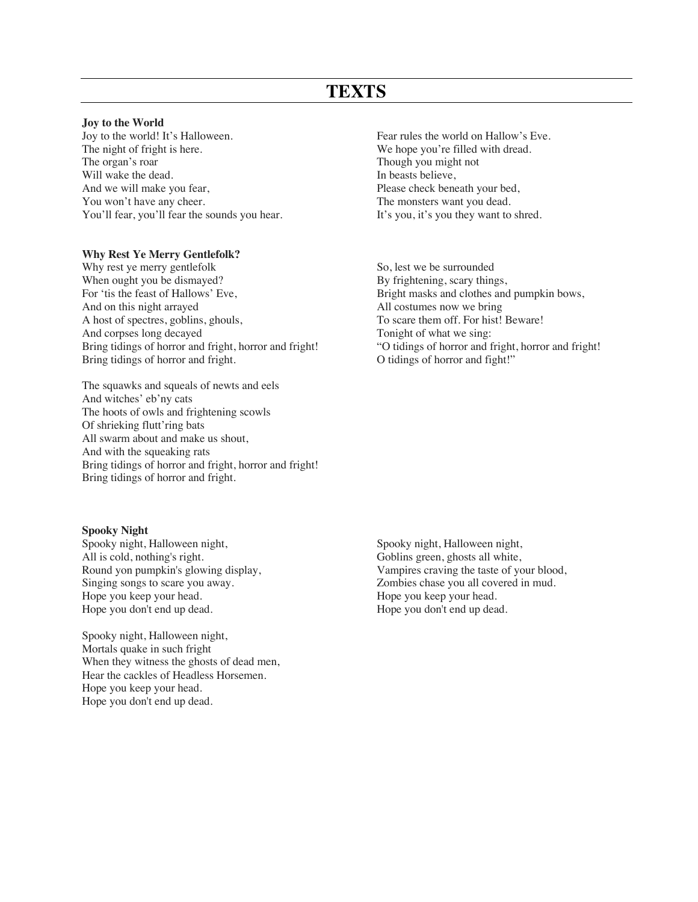# TEXTS

**Joy to the World**

Joy to the world! It's Halloween.
The night of fright is here.
The organ's roar
Will wake the dead.
And we will make you fear,
You won't have any cheer.
You'll fear, you'll fear the sounds you hear.

Fear rules the world on Hallow's Eve.
We hope you're filled with dread.
Though you might not
In beasts believe,
Please check beneath your bed,
The monsters want you dead.
It's you, it's you they want to shred.

**Why Rest Ye Merry Gentlefolk?**

Why rest ye merry gentlefolk
When ought you be dismayed?
For 'tis the feast of Hallows' Eve,
And on this night arrayed
A host of spectres, goblins, ghouls,
And corpses long decayed
Bring tidings of horror and fright, horror and fright!
Bring tidings of horror and fright.

The squawks and squeals of newts and eels
And witches' eb'ny cats
The hoots of owls and frightening scowls
Of shrieking flutt'ring bats
All swarm about and make us shout,
And with the squeaking rats
Bring tidings of horror and fright, horror and fright!
Bring tidings of horror and fright.

So, lest we be surrounded
By frightening, scary things,
Bright masks and clothes and pumpkin bows,
All costumes now we bring
To scare them off. For hist! Beware!
Tonight of what we sing:
"O tidings of horror and fright, horror and fright!
O tidings of horror and fight!"

**Spooky Night**

Spooky night, Halloween night,
All is cold, nothing's right.
Round yon pumpkin's glowing display,
Singing songs to scare you away.
Hope you keep your head.
Hope you don't end up dead.

Spooky night, Halloween night,
Mortals quake in such fright
When they witness the ghosts of dead men,
Hear the cackles of Headless Horsemen.
Hope you keep your head.
Hope you don't end up dead.

Spooky night, Halloween night,
Goblins green, ghosts all white,
Vampires craving the taste of your blood,
Zombies chase you all covered in mud.
Hope you keep your head.
Hope you don't end up dead.